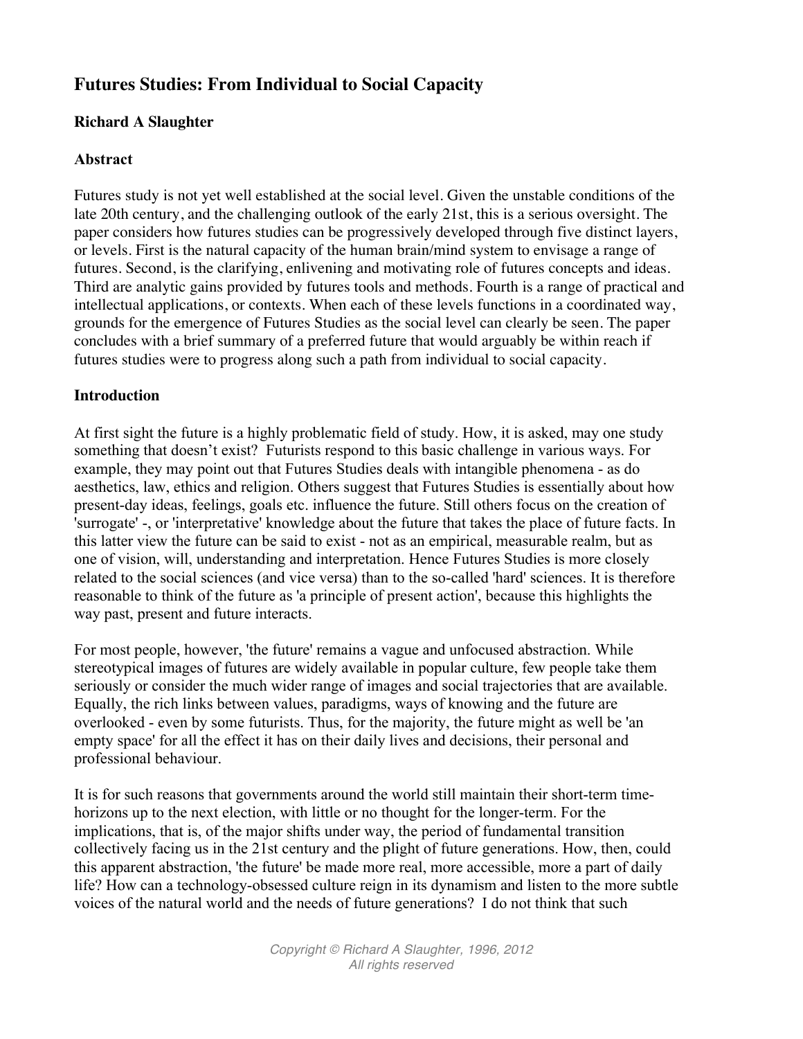# Futures Studies: From Individual to Social Capacity

**Richard A Slaughter**

## Abstract

Futures study is not yet well established at the social level. Given the unstable conditions of the late 20th century, and the challenging outlook of the early 21st, this is a serious oversight. The paper considers how futures studies can be progressively developed through five distinct layers, or levels. First is the natural capacity of the human brain/mind system to envisage a range of futures. Second, is the clarifying, enlivening and motivating role of futures concepts and ideas. Third are analytic gains provided by futures tools and methods. Fourth is a range of practical and intellectual applications, or contexts. When each of these levels functions in a coordinated way, grounds for the emergence of Futures Studies as the social level can clearly be seen. The paper concludes with a brief summary of a preferred future that would arguably be within reach if futures studies were to progress along such a path from individual to social capacity.

## Introduction

At first sight the future is a highly problematic field of study. How, it is asked, may one study something that doesn't exist? Futurists respond to this basic challenge in various ways. For example, they may point out that Futures Studies deals with intangible phenomena - as do aesthetics, law, ethics and religion. Others suggest that Futures Studies is essentially about how present-day ideas, feelings, goals etc. influence the future. Still others focus on the creation of 'surrogate' -, or 'interpretative' knowledge about the future that takes the place of future facts. In this latter view the future can be said to exist - not as an empirical, measurable realm, but as one of vision, will, understanding and interpretation. Hence Futures Studies is more closely related to the social sciences (and vice versa) than to the so-called 'hard' sciences. It is therefore reasonable to think of the future as 'a principle of present action', because this highlights the way past, present and future interacts.

For most people, however, 'the future' remains a vague and unfocused abstraction. While stereotypical images of futures are widely available in popular culture, few people take them seriously or consider the much wider range of images and social trajectories that are available. Equally, the rich links between values, paradigms, ways of knowing and the future are overlooked - even by some futurists. Thus, for the majority, the future might as well be 'an empty space' for all the effect it has on their daily lives and decisions, their personal and professional behaviour.

It is for such reasons that governments around the world still maintain their short-term time-horizons up to the next election, with little or no thought for the longer-term. For the implications, that is, of the major shifts under way, the period of fundamental transition collectively facing us in the 21st century and the plight of future generations. How, then, could this apparent abstraction, 'the future' be made more real, more accessible, more a part of daily life? How can a technology-obsessed culture reign in its dynamism and listen to the more subtle voices of the natural world and the needs of future generations? I do not think that such

Copyright © Richard A Slaughter, 1996, 2012
All rights reserved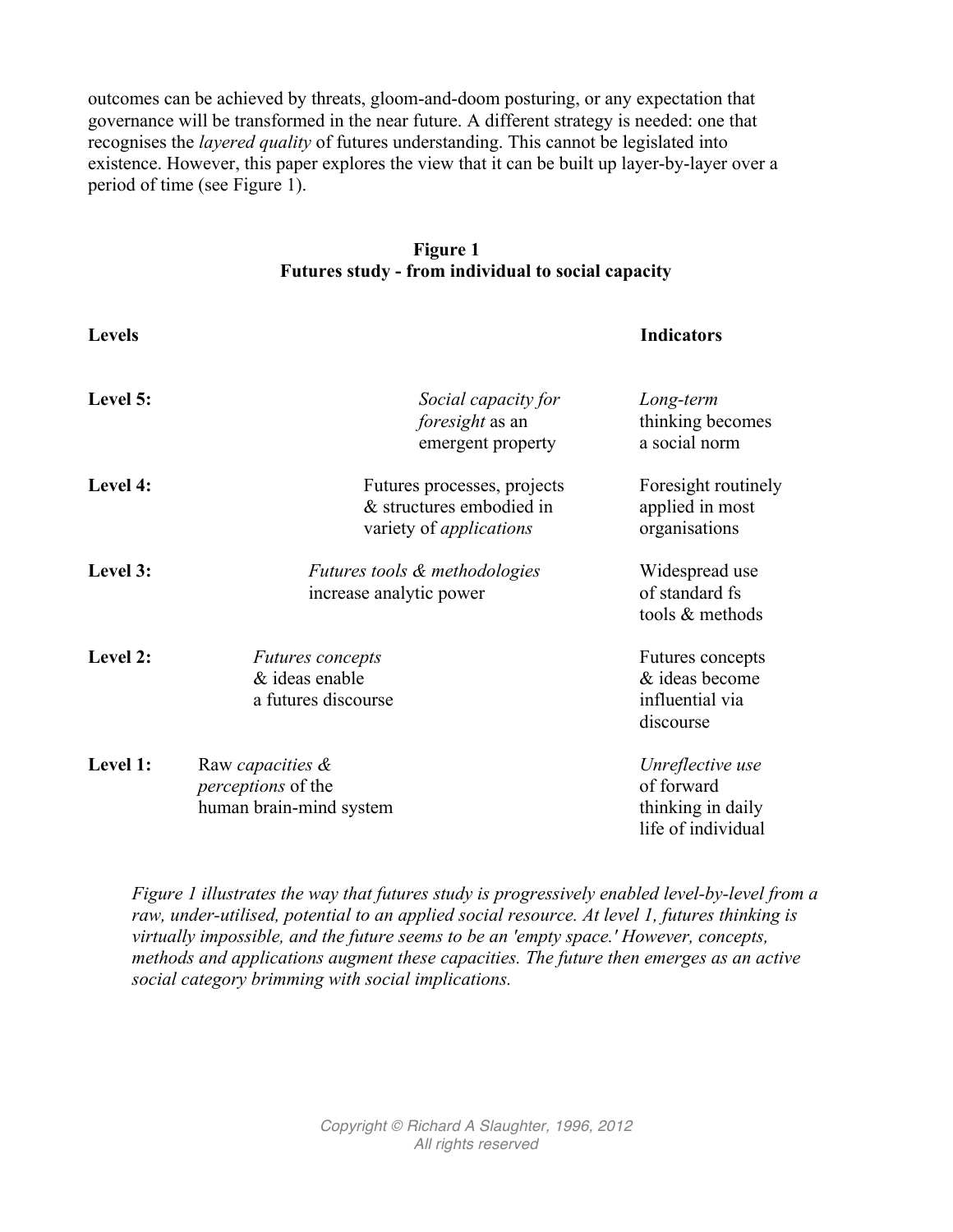outcomes can be achieved by threats, gloom-and-doom posturing, or any expectation that governance will be transformed in the near future. A different strategy is needed: one that recognises the *layered quality* of futures understanding. This cannot be legislated into existence. However, this paper explores the view that it can be built up layer-by-layer over a period of time (see Figure 1).

**Figure 1**
**Futures study - from individual to social capacity**

| **Levels** | | **Indicators** |
|---|---|---|
| **Level 5:** | *Social capacity for foresight* as an emergent property | *Long-term* thinking becomes a social norm |
| **Level 4:** | Futures processes, projects & structures embodied in variety of *applications* | Foresight routinely applied in most organisations |
| **Level 3:** | *Futures tools & methodologies* increase analytic power | Widespread use of standard fs tools & methods |
| **Level 2:** | *Futures concepts* & ideas enable a futures discourse | Futures concepts & ideas become influential via discourse |
| **Level 1:** | Raw *capacities & perceptions* of the human brain-mind system | *Unreflective use* of forward thinking in daily life of individual |

*Figure 1 illustrates the way that futures study is progressively enabled level-by-level from a raw, under-utilised, potential to an applied social resource. At level 1, futures thinking is virtually impossible, and the future seems to be an 'empty space.' However, concepts, methods and applications augment these capacities. The future then emerges as an active social category brimming with social implications.*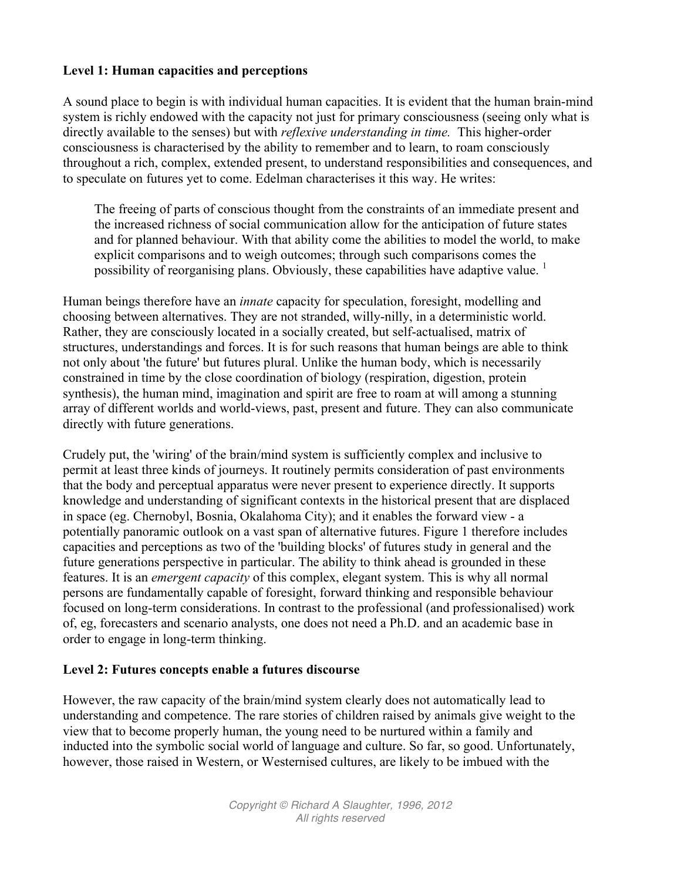**Level 1: Human capacities and perceptions**

A sound place to begin is with individual human capacities. It is evident that the human brain-mind system is richly endowed with the capacity not just for primary consciousness (seeing only what is directly available to the senses) but with *reflexive understanding in time.* This higher-order consciousness is characterised by the ability to remember and to learn, to roam consciously throughout a rich, complex, extended present, to understand responsibilities and consequences, and to speculate on futures yet to come. Edelman characterises it this way. He writes:

> The freeing of parts of conscious thought from the constraints of an immediate present and the increased richness of social communication allow for the anticipation of future states and for planned behaviour. With that ability come the abilities to model the world, to make explicit comparisons and to weigh outcomes; through such comparisons comes the possibility of reorganising plans. Obviously, these capabilities have adaptive value. [1]

Human beings therefore have an *innate* capacity for speculation, foresight, modelling and choosing between alternatives. They are not stranded, willy-nilly, in a deterministic world. Rather, they are consciously located in a socially created, but self-actualised, matrix of structures, understandings and forces. It is for such reasons that human beings are able to think not only about 'the future' but futures plural. Unlike the human body, which is necessarily constrained in time by the close coordination of biology (respiration, digestion, protein synthesis), the human mind, imagination and spirit are free to roam at will among a stunning array of different worlds and world-views, past, present and future. They can also communicate directly with future generations.

Crudely put, the 'wiring' of the brain/mind system is sufficiently complex and inclusive to permit at least three kinds of journeys. It routinely permits consideration of past environments that the body and perceptual apparatus were never present to experience directly. It supports knowledge and understanding of significant contexts in the historical present that are displaced in space (eg. Chernobyl, Bosnia, Okalahoma City); and it enables the forward view - a potentially panoramic outlook on a vast span of alternative futures. Figure 1 therefore includes capacities and perceptions as two of the 'building blocks' of futures study in general and the future generations perspective in particular. The ability to think ahead is grounded in these features. It is an *emergent capacity* of this complex, elegant system. This is why all normal persons are fundamentally capable of foresight, forward thinking and responsible behaviour focused on long-term considerations. In contrast to the professional (and professionalised) work of, eg, forecasters and scenario analysts, one does not need a Ph.D. and an academic base in order to engage in long-term thinking.

**Level 2: Futures concepts enable a futures discourse**

However, the raw capacity of the brain/mind system clearly does not automatically lead to understanding and competence. The rare stories of children raised by animals give weight to the view that to become properly human, the young need to be nurtured within a family and inducted into the symbolic social world of language and culture. So far, so good. Unfortunately, however, those raised in Western, or Westernised cultures, are likely to be imbued with the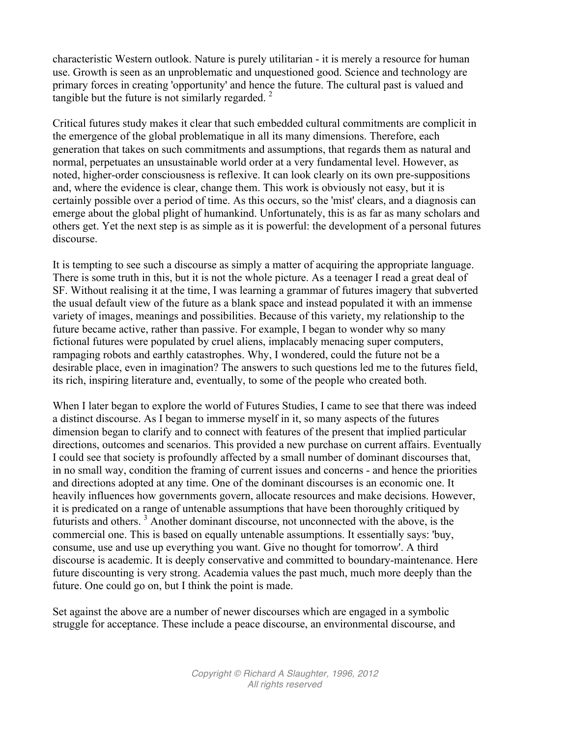characteristic Western outlook. Nature is purely utilitarian - it is merely a resource for human use. Growth is seen as an unproblematic and unquestioned good. Science and technology are primary forces in creating 'opportunity' and hence the future. The cultural past is valued and tangible but the future is not similarly regarded. [2]

Critical futures study makes it clear that such embedded cultural commitments are complicit in the emergence of the global problematique in all its many dimensions. Therefore, each generation that takes on such commitments and assumptions, that regards them as natural and normal, perpetuates an unsustainable world order at a very fundamental level. However, as noted, higher-order consciousness is reflexive. It can look clearly on its own pre-suppositions and, where the evidence is clear, change them. This work is obviously not easy, but it is certainly possible over a period of time. As this occurs, so the 'mist' clears, and a diagnosis can emerge about the global plight of humankind. Unfortunately, this is as far as many scholars and others get. Yet the next step is as simple as it is powerful: the development of a personal futures discourse.

It is tempting to see such a discourse as simply a matter of acquiring the appropriate language. There is some truth in this, but it is not the whole picture. As a teenager I read a great deal of SF. Without realising it at the time, I was learning a grammar of futures imagery that subverted the usual default view of the future as a blank space and instead populated it with an immense variety of images, meanings and possibilities. Because of this variety, my relationship to the future became active, rather than passive. For example, I began to wonder why so many fictional futures were populated by cruel aliens, implacably menacing super computers, rampaging robots and earthly catastrophes. Why, I wondered, could the future not be a desirable place, even in imagination? The answers to such questions led me to the futures field, its rich, inspiring literature and, eventually, to some of the people who created both.

When I later began to explore the world of Futures Studies, I came to see that there was indeed a distinct discourse. As I began to immerse myself in it, so many aspects of the futures dimension began to clarify and to connect with features of the present that implied particular directions, outcomes and scenarios. This provided a new purchase on current affairs. Eventually I could see that society is profoundly affected by a small number of dominant discourses that, in no small way, condition the framing of current issues and concerns - and hence the priorities and directions adopted at any time. One of the dominant discourses is an economic one. It heavily influences how governments govern, allocate resources and make decisions. However, it is predicated on a range of untenable assumptions that have been thoroughly critiqued by futurists and others. [3] Another dominant discourse, not unconnected with the above, is the commercial one. This is based on equally untenable assumptions. It essentially says: 'buy, consume, use and use up everything you want. Give no thought for tomorrow'. A third discourse is academic. It is deeply conservative and committed to boundary-maintenance. Here future discounting is very strong. Academia values the past much, much more deeply than the future. One could go on, but I think the point is made.

Set against the above are a number of newer discourses which are engaged in a symbolic struggle for acceptance. These include a peace discourse, an environmental discourse, and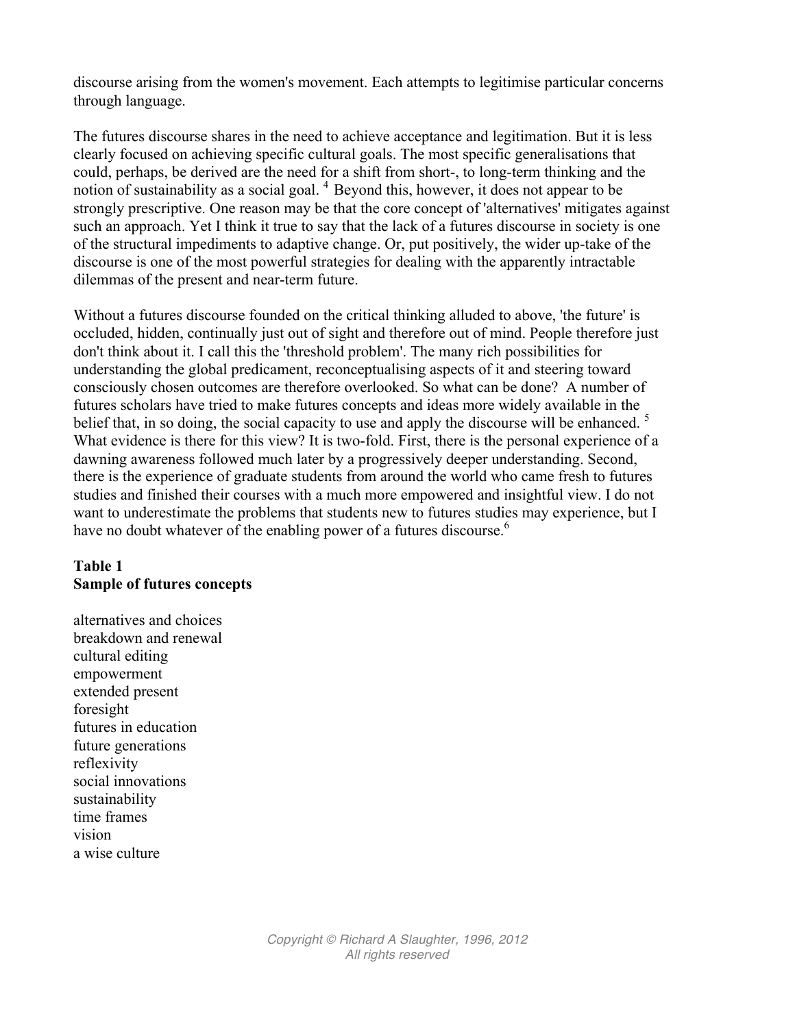discourse arising from the women's movement. Each attempts to legitimise particular concerns through language.

The futures discourse shares in the need to achieve acceptance and legitimation. But it is less clearly focused on achieving specific cultural goals. The most specific generalisations that could, perhaps, be derived are the need for a shift from short-, to long-term thinking and the notion of sustainability as a social goal. [4] Beyond this, however, it does not appear to be strongly prescriptive. One reason may be that the core concept of 'alternatives' mitigates against such an approach. Yet I think it true to say that the lack of a futures discourse in society is one of the structural impediments to adaptive change. Or, put positively, the wider up-take of the discourse is one of the most powerful strategies for dealing with the apparently intractable dilemmas of the present and near-term future.

Without a futures discourse founded on the critical thinking alluded to above, 'the future' is occluded, hidden, continually just out of sight and therefore out of mind. People therefore just don't think about it. I call this the 'threshold problem'. The many rich possibilities for understanding the global predicament, reconceptualising aspects of it and steering toward consciously chosen outcomes are therefore overlooked. So what can be done? A number of futures scholars have tried to make futures concepts and ideas more widely available in the belief that, in so doing, the social capacity to use and apply the discourse will be enhanced. [5] What evidence is there for this view? It is two-fold. First, there is the personal experience of a dawning awareness followed much later by a progressively deeper understanding. Second, there is the experience of graduate students from around the world who came fresh to futures studies and finished their courses with a much more empowered and insightful view. I do not want to underestimate the problems that students new to futures studies may experience, but I have no doubt whatever of the enabling power of a futures discourse.[6]

**Table 1**
**Sample of futures concepts**

alternatives and choices
breakdown and renewal
cultural editing
empowerment
extended present
foresight
futures in education
future generations
reflexivity
social innovations
sustainability
time frames
vision
a wise culture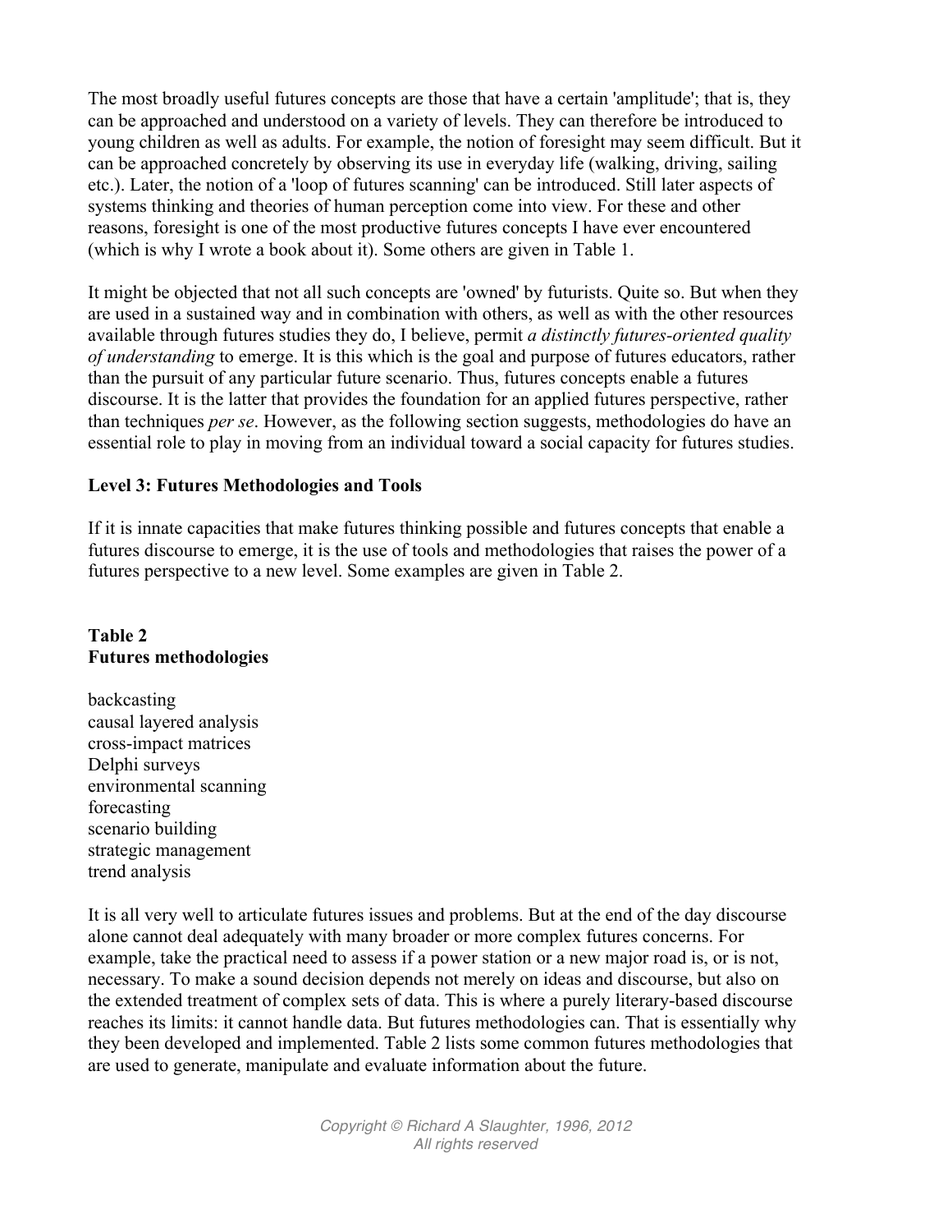The most broadly useful futures concepts are those that have a certain 'amplitude'; that is, they can be approached and understood on a variety of levels. They can therefore be introduced to young children as well as adults. For example, the notion of foresight may seem difficult. But it can be approached concretely by observing its use in everyday life (walking, driving, sailing etc.). Later, the notion of a 'loop of futures scanning' can be introduced. Still later aspects of systems thinking and theories of human perception come into view. For these and other reasons, foresight is one of the most productive futures concepts I have ever encountered (which is why I wrote a book about it). Some others are given in Table 1.

It might be objected that not all such concepts are 'owned' by futurists. Quite so. But when they are used in a sustained way and in combination with others, as well as with the other resources available through futures studies they do, I believe, permit *a distinctly futures-oriented quality of understanding* to emerge. It is this which is the goal and purpose of futures educators, rather than the pursuit of any particular future scenario. Thus, futures concepts enable a futures discourse. It is the latter that provides the foundation for an applied futures perspective, rather than techniques *per se*. However, as the following section suggests, methodologies do have an essential role to play in moving from an individual toward a social capacity for futures studies.

**Level 3: Futures Methodologies and Tools**

If it is innate capacities that make futures thinking possible and futures concepts that enable a futures discourse to emerge, it is the use of tools and methodologies that raises the power of a futures perspective to a new level. Some examples are given in Table 2.

**Table 2**
**Futures methodologies**

backcasting
causal layered analysis
cross-impact matrices
Delphi surveys
environmental scanning
forecasting
scenario building
strategic management
trend analysis

It is all very well to articulate futures issues and problems. But at the end of the day discourse alone cannot deal adequately with many broader or more complex futures concerns. For example, take the practical need to assess if a power station or a new major road is, or is not, necessary. To make a sound decision depends not merely on ideas and discourse, but also on the extended treatment of complex sets of data. This is where a purely literary-based discourse reaches its limits: it cannot handle data. But futures methodologies can. That is essentially why they been developed and implemented. Table 2 lists some common futures methodologies that are used to generate, manipulate and evaluate information about the future.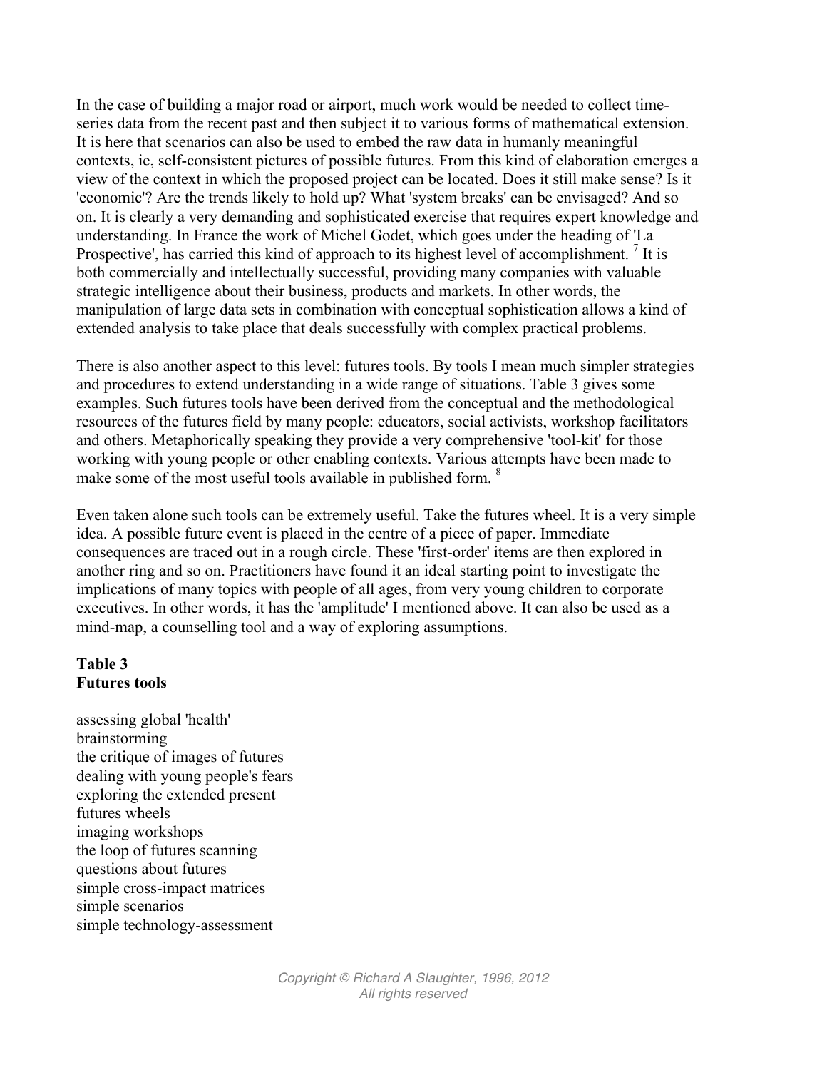In the case of building a major road or airport, much work would be needed to collect time-series data from the recent past and then subject it to various forms of mathematical extension. It is here that scenarios can also be used to embed the raw data in humanly meaningful contexts, ie, self-consistent pictures of possible futures. From this kind of elaboration emerges a view of the context in which the proposed project can be located. Does it still make sense? Is it 'economic'? Are the trends likely to hold up? What 'system breaks' can be envisaged? And so on. It is clearly a very demanding and sophisticated exercise that requires expert knowledge and understanding. In France the work of Michel Godet, which goes under the heading of 'La Prospective', has carried this kind of approach to its highest level of accomplishment. [7] It is both commercially and intellectually successful, providing many companies with valuable strategic intelligence about their business, products and markets. In other words, the manipulation of large data sets in combination with conceptual sophistication allows a kind of extended analysis to take place that deals successfully with complex practical problems.

There is also another aspect to this level: futures tools. By tools I mean much simpler strategies and procedures to extend understanding in a wide range of situations. Table 3 gives some examples. Such futures tools have been derived from the conceptual and the methodological resources of the futures field by many people: educators, social activists, workshop facilitators and others. Metaphorically speaking they provide a very comprehensive 'tool-kit' for those working with young people or other enabling contexts. Various attempts have been made to make some of the most useful tools available in published form. [8]

Even taken alone such tools can be extremely useful. Take the futures wheel. It is a very simple idea. A possible future event is placed in the centre of a piece of paper. Immediate consequences are traced out in a rough circle. These 'first-order' items are then explored in another ring and so on. Practitioners have found it an ideal starting point to investigate the implications of many topics with people of all ages, from very young children to corporate executives. In other words, it has the 'amplitude' I mentioned above. It can also be used as a mind-map, a counselling tool and a way of exploring assumptions.

**Table 3**
**Futures tools**

assessing global 'health'
brainstorming
the critique of images of futures
dealing with young people's fears
exploring the extended present
futures wheels
imaging workshops
the loop of futures scanning
questions about futures
simple cross-impact matrices
simple scenarios
simple technology-assessment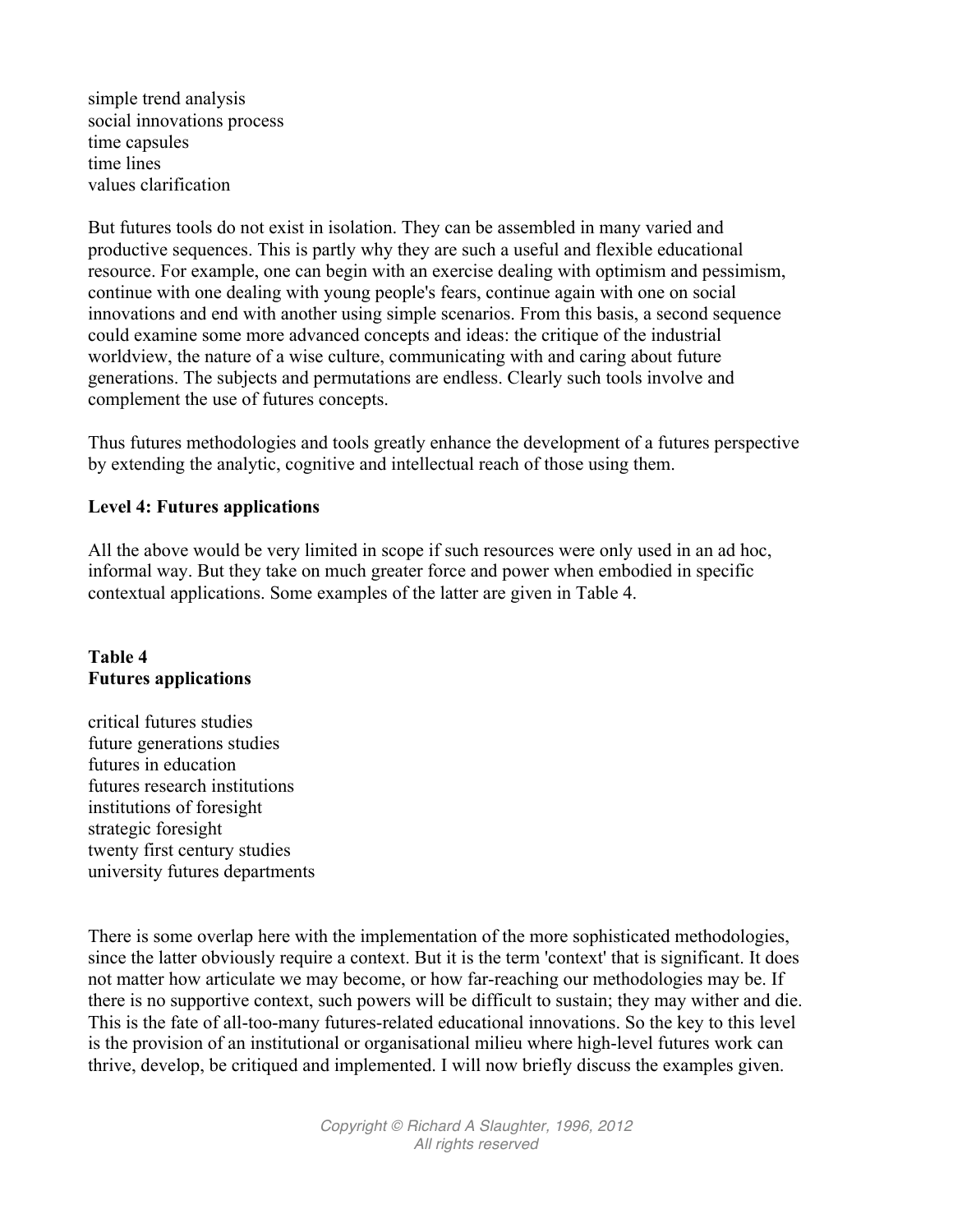simple trend analysis
social innovations process
time capsules
time lines
values clarification

But futures tools do not exist in isolation. They can be assembled in many varied and productive sequences. This is partly why they are such a useful and flexible educational resource. For example, one can begin with an exercise dealing with optimism and pessimism, continue with one dealing with young people's fears, continue again with one on social innovations and end with another using simple scenarios. From this basis, a second sequence could examine some more advanced concepts and ideas: the critique of the industrial worldview, the nature of a wise culture, communicating with and caring about future generations. The subjects and permutations are endless. Clearly such tools involve and complement the use of futures concepts.

Thus futures methodologies and tools greatly enhance the development of a futures perspective by extending the analytic, cognitive and intellectual reach of those using them.

**Level 4: Futures applications**

All the above would be very limited in scope if such resources were only used in an ad hoc, informal way. But they take on much greater force and power when embodied in specific contextual applications. Some examples of the latter are given in Table 4.

**Table 4**
**Futures applications**

critical futures studies
future generations studies
futures in education
futures research institutions
institutions of foresight
strategic foresight
twenty first century studies
university futures departments

There is some overlap here with the implementation of the more sophisticated methodologies, since the latter obviously require a context. But it is the term 'context' that is significant. It does not matter how articulate we may become, or how far-reaching our methodologies may be. If there is no supportive context, such powers will be difficult to sustain; they may wither and die. This is the fate of all-too-many futures-related educational innovations. So the key to this level is the provision of an institutional or organisational milieu where high-level futures work can thrive, develop, be critiqued and implemented. I will now briefly discuss the examples given.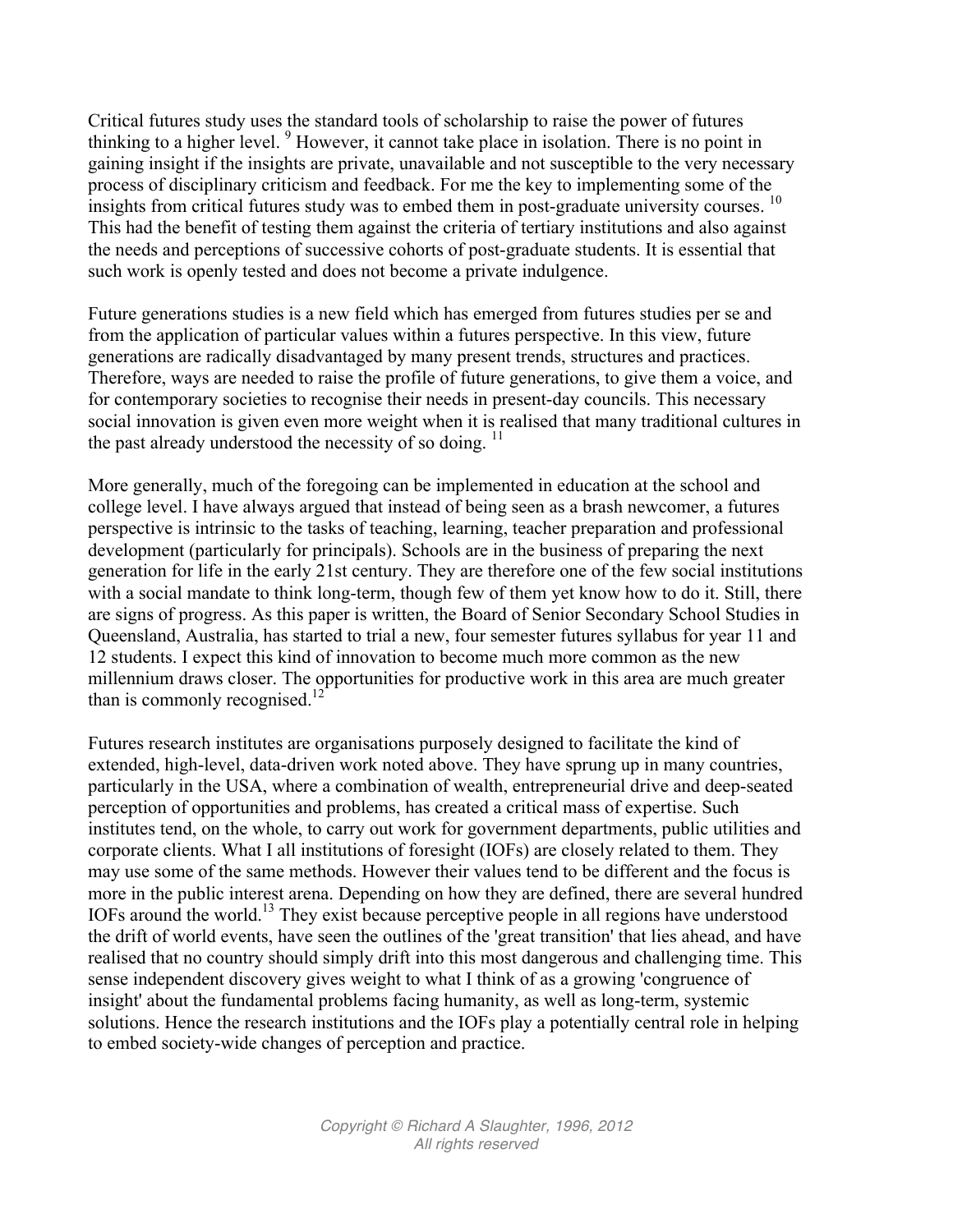Critical futures study uses the standard tools of scholarship to raise the power of futures thinking to a higher level. [9] However, it cannot take place in isolation. There is no point in gaining insight if the insights are private, unavailable and not susceptible to the very necessary process of disciplinary criticism and feedback. For me the key to implementing some of the insights from critical futures study was to embed them in post-graduate university courses. [10] This had the benefit of testing them against the criteria of tertiary institutions and also against the needs and perceptions of successive cohorts of post-graduate students. It is essential that such work is openly tested and does not become a private indulgence.

Future generations studies is a new field which has emerged from futures studies per se and from the application of particular values within a futures perspective. In this view, future generations are radically disadvantaged by many present trends, structures and practices. Therefore, ways are needed to raise the profile of future generations, to give them a voice, and for contemporary societies to recognise their needs in present-day councils. This necessary social innovation is given even more weight when it is realised that many traditional cultures in the past already understood the necessity of so doing. [11]

More generally, much of the foregoing can be implemented in education at the school and college level. I have always argued that instead of being seen as a brash newcomer, a futures perspective is intrinsic to the tasks of teaching, learning, teacher preparation and professional development (particularly for principals). Schools are in the business of preparing the next generation for life in the early 21st century. They are therefore one of the few social institutions with a social mandate to think long-term, though few of them yet know how to do it. Still, there are signs of progress. As this paper is written, the Board of Senior Secondary School Studies in Queensland, Australia, has started to trial a new, four semester futures syllabus for year 11 and 12 students. I expect this kind of innovation to become much more common as the new millennium draws closer. The opportunities for productive work in this area are much greater than is commonly recognised.[12]

Futures research institutes are organisations purposely designed to facilitate the kind of extended, high-level, data-driven work noted above. They have sprung up in many countries, particularly in the USA, where a combination of wealth, entrepreneurial drive and deep-seated perception of opportunities and problems, has created a critical mass of expertise. Such institutes tend, on the whole, to carry out work for government departments, public utilities and corporate clients. What I all institutions of foresight (IOFs) are closely related to them. They may use some of the same methods. However their values tend to be different and the focus is more in the public interest arena. Depending on how they are defined, there are several hundred IOFs around the world.[13] They exist because perceptive people in all regions have understood the drift of world events, have seen the outlines of the 'great transition' that lies ahead, and have realised that no country should simply drift into this most dangerous and challenging time. This sense independent discovery gives weight to what I think of as a growing 'congruence of insight' about the fundamental problems facing humanity, as well as long-term, systemic solutions. Hence the research institutions and the IOFs play a potentially central role in helping to embed society-wide changes of perception and practice.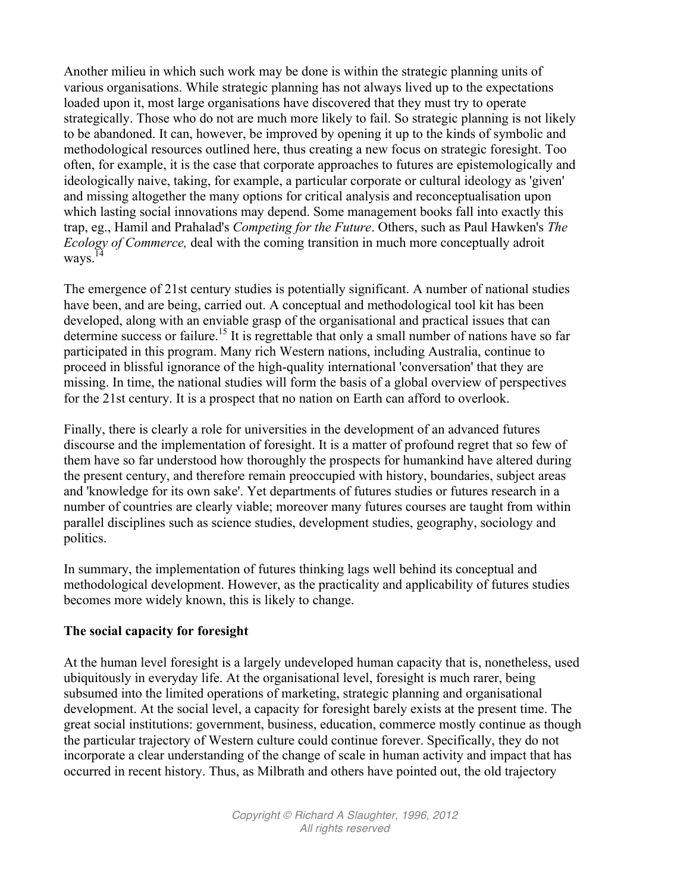Another milieu in which such work may be done is within the strategic planning units of various organisations. While strategic planning has not always lived up to the expectations loaded upon it, most large organisations have discovered that they must try to operate strategically. Those who do not are much more likely to fail. So strategic planning is not likely to be abandoned. It can, however, be improved by opening it up to the kinds of symbolic and methodological resources outlined here, thus creating a new focus on strategic foresight. Too often, for example, it is the case that corporate approaches to futures are epistemologically and ideologically naive, taking, for example, a particular corporate or cultural ideology as 'given' and missing altogether the many options for critical analysis and reconceptualisation upon which lasting social innovations may depend. Some management books fall into exactly this trap, eg., Hamil and Prahalad's *Competing for the Future*. Others, such as Paul Hawken's *The Ecology of Commerce,* deal with the coming transition in much more conceptually adroit ways.[14]

The emergence of 21st century studies is potentially significant. A number of national studies have been, and are being, carried out. A conceptual and methodological tool kit has been developed, along with an enviable grasp of the organisational and practical issues that can determine success or failure.[15] It is regrettable that only a small number of nations have so far participated in this program. Many rich Western nations, including Australia, continue to proceed in blissful ignorance of the high-quality international 'conversation' that they are missing. In time, the national studies will form the basis of a global overview of perspectives for the 21st century. It is a prospect that no nation on Earth can afford to overlook.

Finally, there is clearly a role for universities in the development of an advanced futures discourse and the implementation of foresight. It is a matter of profound regret that so few of them have so far understood how thoroughly the prospects for humankind have altered during the present century, and therefore remain preoccupied with history, boundaries, subject areas and 'knowledge for its own sake'. Yet departments of futures studies or futures research in a number of countries are clearly viable; moreover many futures courses are taught from within parallel disciplines such as science studies, development studies, geography, sociology and politics.

In summary, the implementation of futures thinking lags well behind its conceptual and methodological development. However, as the practicality and applicability of futures studies becomes more widely known, this is likely to change.

**The social capacity for foresight**

At the human level foresight is a largely undeveloped human capacity that is, nonetheless, used ubiquitously in everyday life. At the organisational level, foresight is much rarer, being subsumed into the limited operations of marketing, strategic planning and organisational development. At the social level, a capacity for foresight barely exists at the present time. The great social institutions: government, business, education, commerce mostly continue as though the particular trajectory of Western culture could continue forever. Specifically, they do not incorporate a clear understanding of the change of scale in human activity and impact that has occurred in recent history. Thus, as Milbrath and others have pointed out, the old trajectory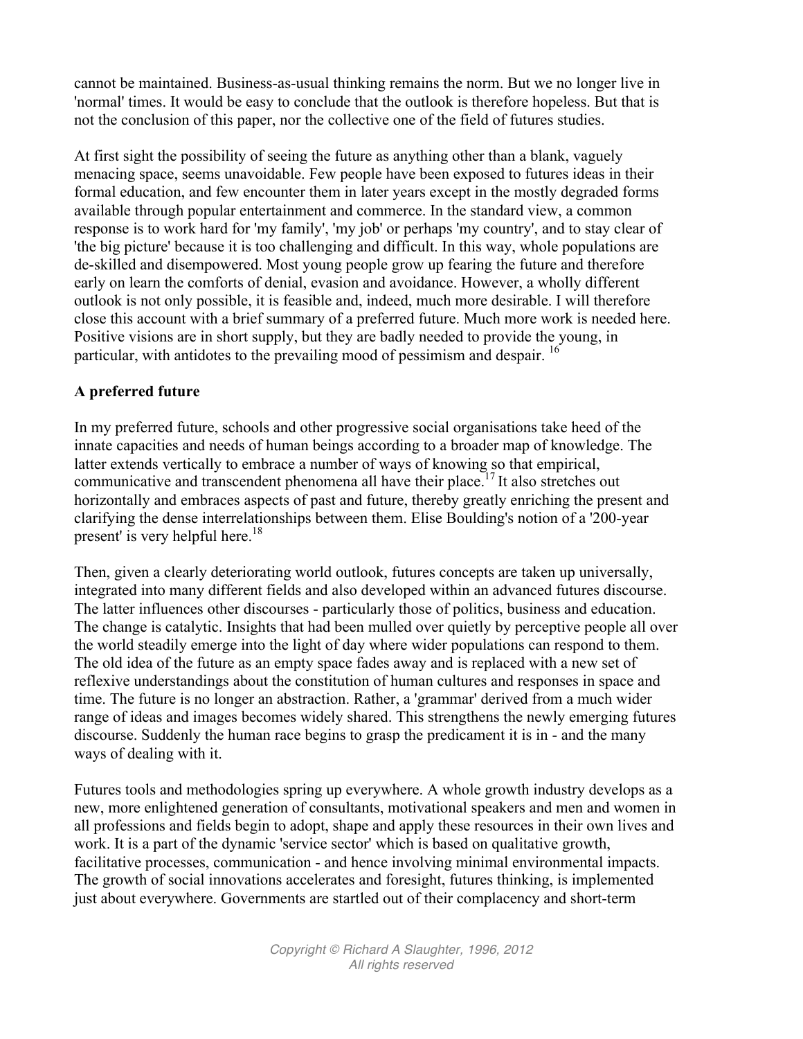cannot be maintained. Business-as-usual thinking remains the norm. But we no longer live in 'normal' times. It would be easy to conclude that the outlook is therefore hopeless. But that is not the conclusion of this paper, nor the collective one of the field of futures studies.

At first sight the possibility of seeing the future as anything other than a blank, vaguely menacing space, seems unavoidable. Few people have been exposed to futures ideas in their formal education, and few encounter them in later years except in the mostly degraded forms available through popular entertainment and commerce. In the standard view, a common response is to work hard for 'my family', 'my job' or perhaps 'my country', and to stay clear of 'the big picture' because it is too challenging and difficult. In this way, whole populations are de-skilled and disempowered. Most young people grow up fearing the future and therefore early on learn the comforts of denial, evasion and avoidance. However, a wholly different outlook is not only possible, it is feasible and, indeed, much more desirable. I will therefore close this account with a brief summary of a preferred future. Much more work is needed here. Positive visions are in short supply, but they are badly needed to provide the young, in particular, with antidotes to the prevailing mood of pessimism and despair. [16]

**A preferred future**

In my preferred future, schools and other progressive social organisations take heed of the innate capacities and needs of human beings according to a broader map of knowledge. The latter extends vertically to embrace a number of ways of knowing so that empirical, communicative and transcendent phenomena all have their place.[17] It also stretches out horizontally and embraces aspects of past and future, thereby greatly enriching the present and clarifying the dense interrelationships between them. Elise Boulding's notion of a '200-year present' is very helpful here.[18]

Then, given a clearly deteriorating world outlook, futures concepts are taken up universally, integrated into many different fields and also developed within an advanced futures discourse. The latter influences other discourses - particularly those of politics, business and education. The change is catalytic. Insights that had been mulled over quietly by perceptive people all over the world steadily emerge into the light of day where wider populations can respond to them. The old idea of the future as an empty space fades away and is replaced with a new set of reflexive understandings about the constitution of human cultures and responses in space and time. The future is no longer an abstraction. Rather, a 'grammar' derived from a much wider range of ideas and images becomes widely shared. This strengthens the newly emerging futures discourse. Suddenly the human race begins to grasp the predicament it is in - and the many ways of dealing with it.

Futures tools and methodologies spring up everywhere. A whole growth industry develops as a new, more enlightened generation of consultants, motivational speakers and men and women in all professions and fields begin to adopt, shape and apply these resources in their own lives and work. It is a part of the dynamic 'service sector' which is based on qualitative growth, facilitative processes, communication - and hence involving minimal environmental impacts. The growth of social innovations accelerates and foresight, futures thinking, is implemented just about everywhere. Governments are startled out of their complacency and short-term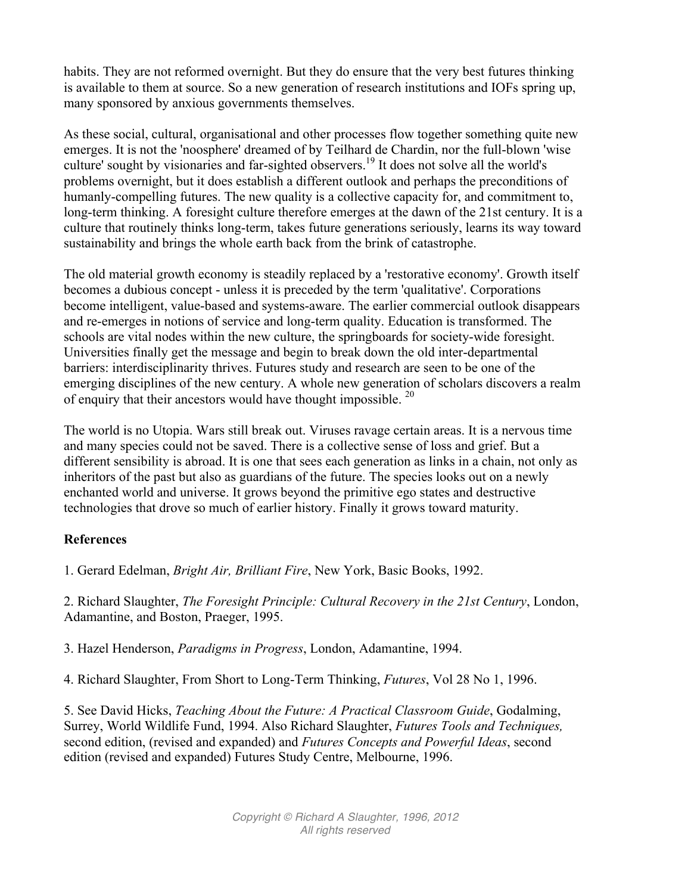habits. They are not reformed overnight. But they do ensure that the very best futures thinking is available to them at source. So a new generation of research institutions and IOFs spring up, many sponsored by anxious governments themselves.

As these social, cultural, organisational and other processes flow together something quite new emerges. It is not the 'noosphere' dreamed of by Teilhard de Chardin, nor the full-blown 'wise culture' sought by visionaries and far-sighted observers.[19] It does not solve all the world's problems overnight, but it does establish a different outlook and perhaps the preconditions of humanly-compelling futures. The new quality is a collective capacity for, and commitment to, long-term thinking. A foresight culture therefore emerges at the dawn of the 21st century. It is a culture that routinely thinks long-term, takes future generations seriously, learns its way toward sustainability and brings the whole earth back from the brink of catastrophe.

The old material growth economy is steadily replaced by a 'restorative economy'. Growth itself becomes a dubious concept - unless it is preceded by the term 'qualitative'. Corporations become intelligent, value-based and systems-aware. The earlier commercial outlook disappears and re-emerges in notions of service and long-term quality. Education is transformed. The schools are vital nodes within the new culture, the springboards for society-wide foresight. Universities finally get the message and begin to break down the old inter-departmental barriers: interdisciplinarity thrives. Futures study and research are seen to be one of the emerging disciplines of the new century. A whole new generation of scholars discovers a realm of enquiry that their ancestors would have thought impossible. [20]

The world is no Utopia. Wars still break out. Viruses ravage certain areas. It is a nervous time and many species could not be saved. There is a collective sense of loss and grief. But a different sensibility is abroad. It is one that sees each generation as links in a chain, not only as inheritors of the past but also as guardians of the future. The species looks out on a newly enchanted world and universe. It grows beyond the primitive ego states and destructive technologies that drove so much of earlier history. Finally it grows toward maturity.

**References**

1. Gerard Edelman, *Bright Air, Brilliant Fire*, New York, Basic Books, 1992.

2. Richard Slaughter, *The Foresight Principle: Cultural Recovery in the 21st Century*, London, Adamantine, and Boston, Praeger, 1995.

3. Hazel Henderson, *Paradigms in Progress*, London, Adamantine, 1994.

4. Richard Slaughter, From Short to Long-Term Thinking, *Futures*, Vol 28 No 1, 1996.

5. See David Hicks, *Teaching About the Future: A Practical Classroom Guide*, Godalming, Surrey, World Wildlife Fund, 1994. Also Richard Slaughter, *Futures Tools and Techniques,* second edition, (revised and expanded) and *Futures Concepts and Powerful Ideas*, second edition (revised and expanded) Futures Study Centre, Melbourne, 1996.

Copyright © Richard A Slaughter, 1996, 2012
All rights reserved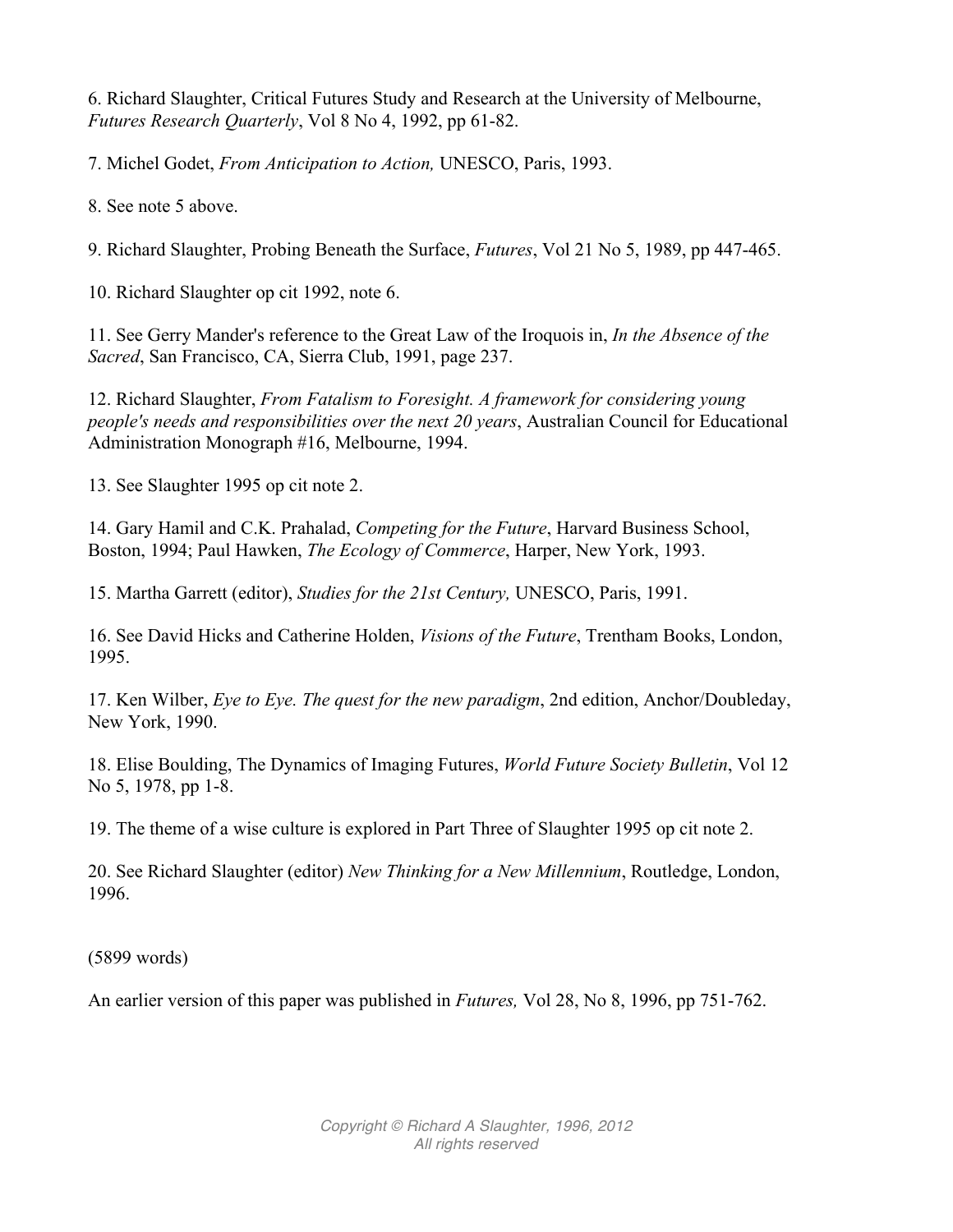6. Richard Slaughter, Critical Futures Study and Research at the University of Melbourne, *Futures Research Quarterly*, Vol 8 No 4, 1992, pp 61-82.

7. Michel Godet, *From Anticipation to Action,* UNESCO, Paris, 1993.

8. See note 5 above.

9. Richard Slaughter, Probing Beneath the Surface, *Futures*, Vol 21 No 5, 1989, pp 447-465.

10. Richard Slaughter op cit 1992, note 6.

11. See Gerry Mander's reference to the Great Law of the Iroquois in, *In the Absence of the Sacred*, San Francisco, CA, Sierra Club, 1991, page 237.

12. Richard Slaughter, *From Fatalism to Foresight. A framework for considering young people's needs and responsibilities over the next 20 years*, Australian Council for Educational Administration Monograph #16, Melbourne, 1994.

13. See Slaughter 1995 op cit note 2.

14. Gary Hamil and C.K. Prahalad, *Competing for the Future*, Harvard Business School, Boston, 1994; Paul Hawken, *The Ecology of Commerce*, Harper, New York, 1993.

15. Martha Garrett (editor), *Studies for the 21st Century,* UNESCO, Paris, 1991.

16. See David Hicks and Catherine Holden, *Visions of the Future*, Trentham Books, London, 1995.

17. Ken Wilber, *Eye to Eye. The quest for the new paradigm*, 2nd edition, Anchor/Doubleday, New York, 1990.

18. Elise Boulding, The Dynamics of Imaging Futures, *World Future Society Bulletin*, Vol 12 No 5, 1978, pp 1-8.

19. The theme of a wise culture is explored in Part Three of Slaughter 1995 op cit note 2.

20. See Richard Slaughter (editor) *New Thinking for a New Millennium*, Routledge, London, 1996.

(5899 words)

An earlier version of this paper was published in *Futures,* Vol 28, No 8, 1996, pp 751-762.

*Copyright © Richard A Slaughter, 1996, 2012*
*All rights reserved*